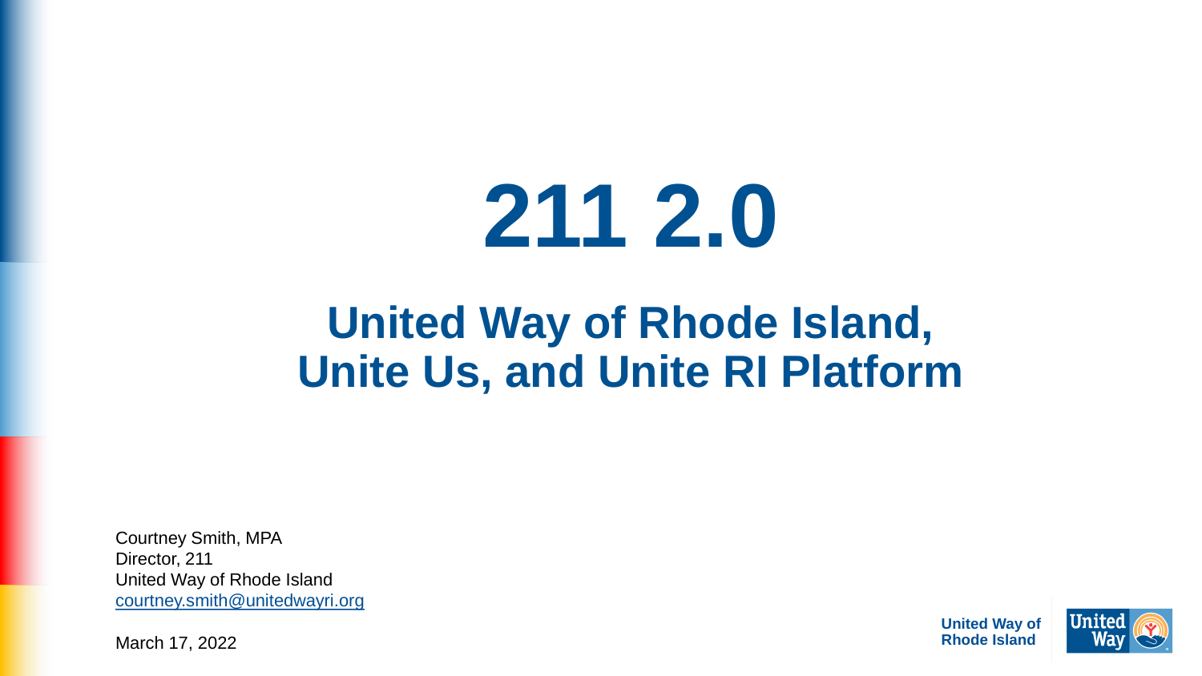# 211 2.0

## United Way of Rhode Island, Unite Us, and Unite RI Platform

Courtney Smith, MPA
Director, 211
United Way of Rhode Island
courtney.smith@unitedwayri.org

March 17, 2022

United Way of Rhode Island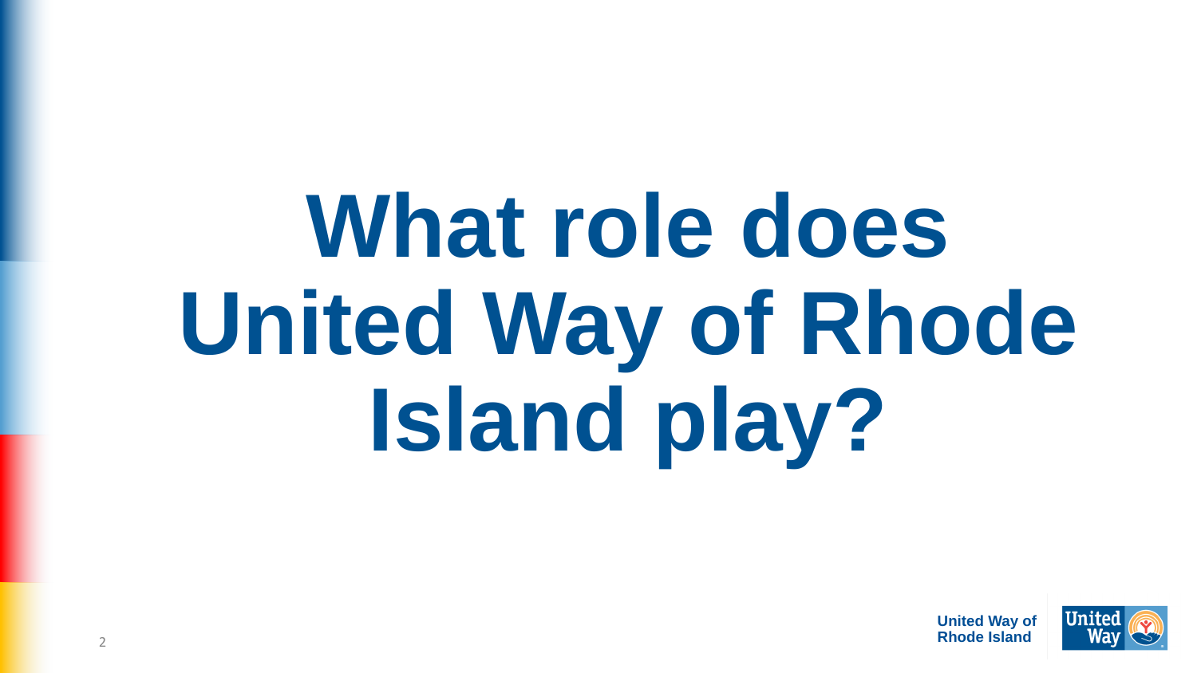# What role does United Way of Rhode Island play?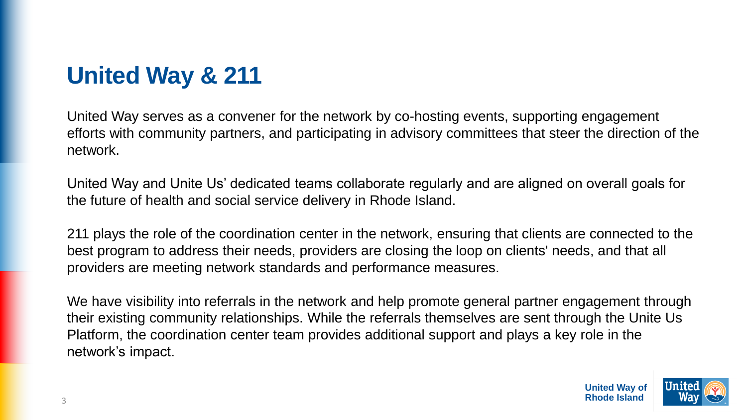# United Way & 211

United Way serves as a convener for the network by co-hosting events, supporting engagement efforts with community partners, and participating in advisory committees that steer the direction of the network.

United Way and Unite Us' dedicated teams collaborate regularly and are aligned on overall goals for the future of health and social service delivery in Rhode Island.

211 plays the role of the coordination center in the network, ensuring that clients are connected to the best program to address their needs, providers are closing the loop on clients' needs, and that all providers are meeting network standards and performance measures.

We have visibility into referrals in the network and help promote general partner engagement through their existing community relationships. While the referrals themselves are sent through the Unite Us Platform, the coordination center team provides additional support and plays a key role in the network's impact.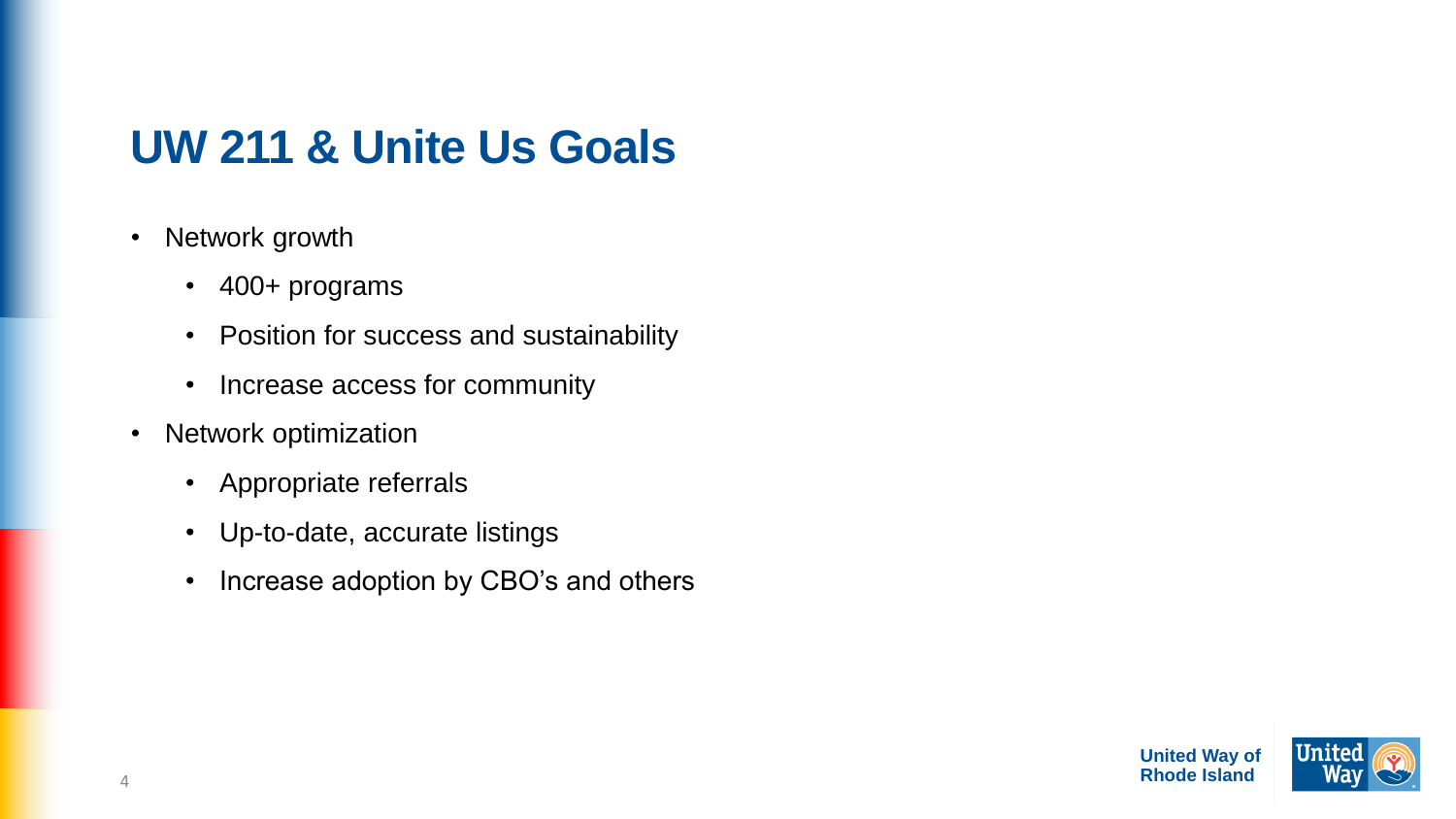# UW 211 & Unite Us Goals

- Network growth
  - 400+ programs
  - Position for success and sustainability
  - Increase access for community
- Network optimization
  - Appropriate referrals
  - Up-to-date, accurate listings
  - Increase adoption by CBO's and others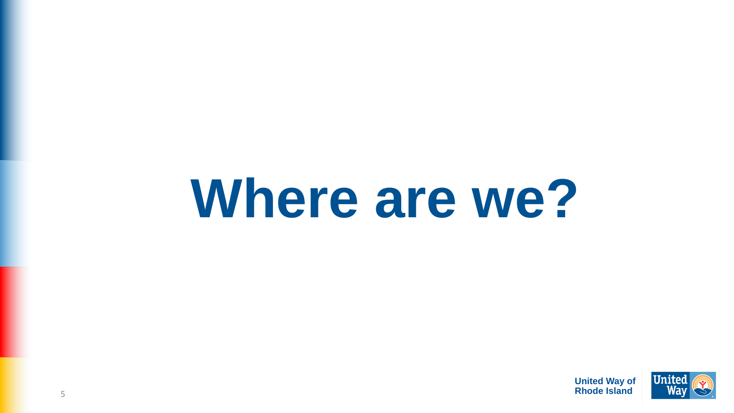# Where are we?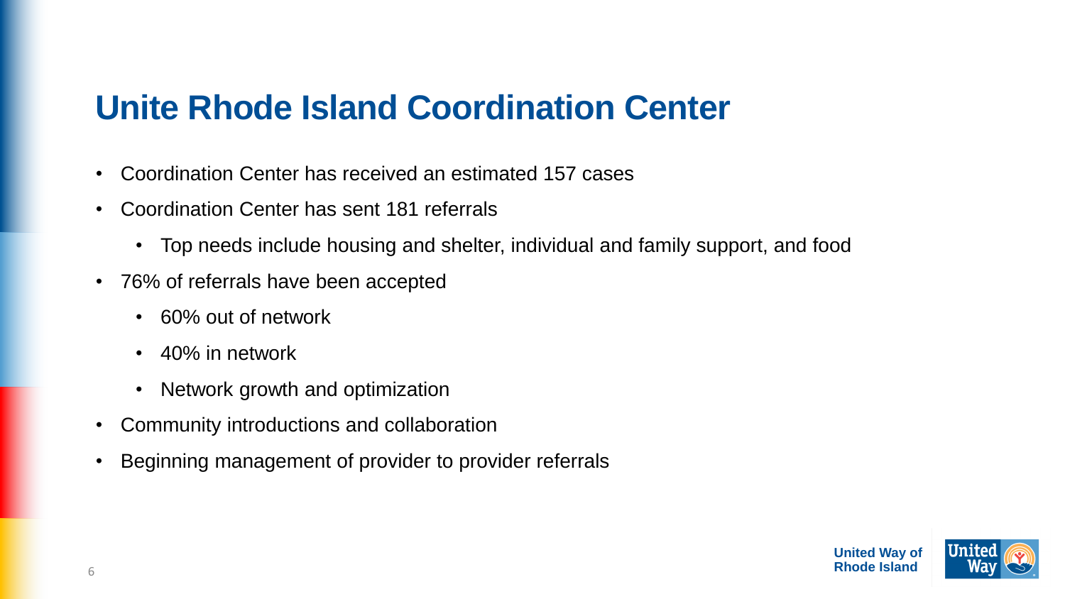# Unite Rhode Island Coordination Center

- Coordination Center has received an estimated 157 cases
- Coordination Center has sent 181 referrals
  - Top needs include housing and shelter, individual and family support, and food
- 76% of referrals have been accepted
  - 60% out of network
  - 40% in network
  - Network growth and optimization
- Community introductions and collaboration
- Beginning management of provider to provider referrals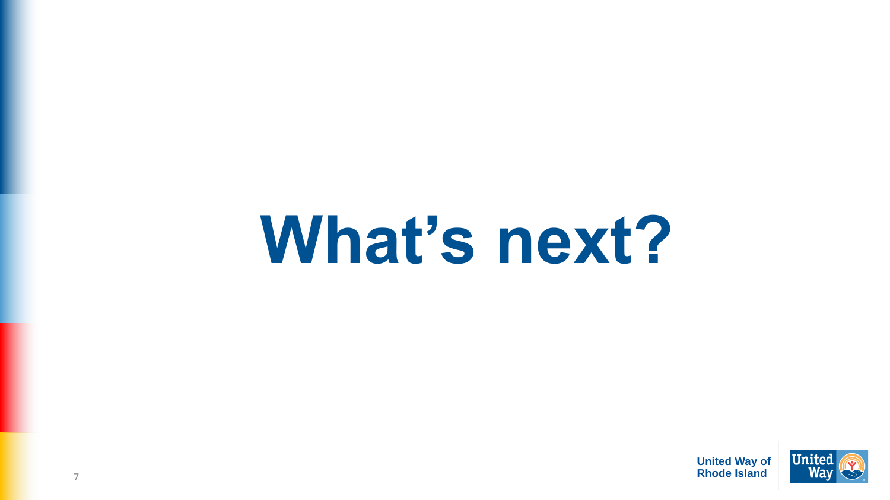# What's next?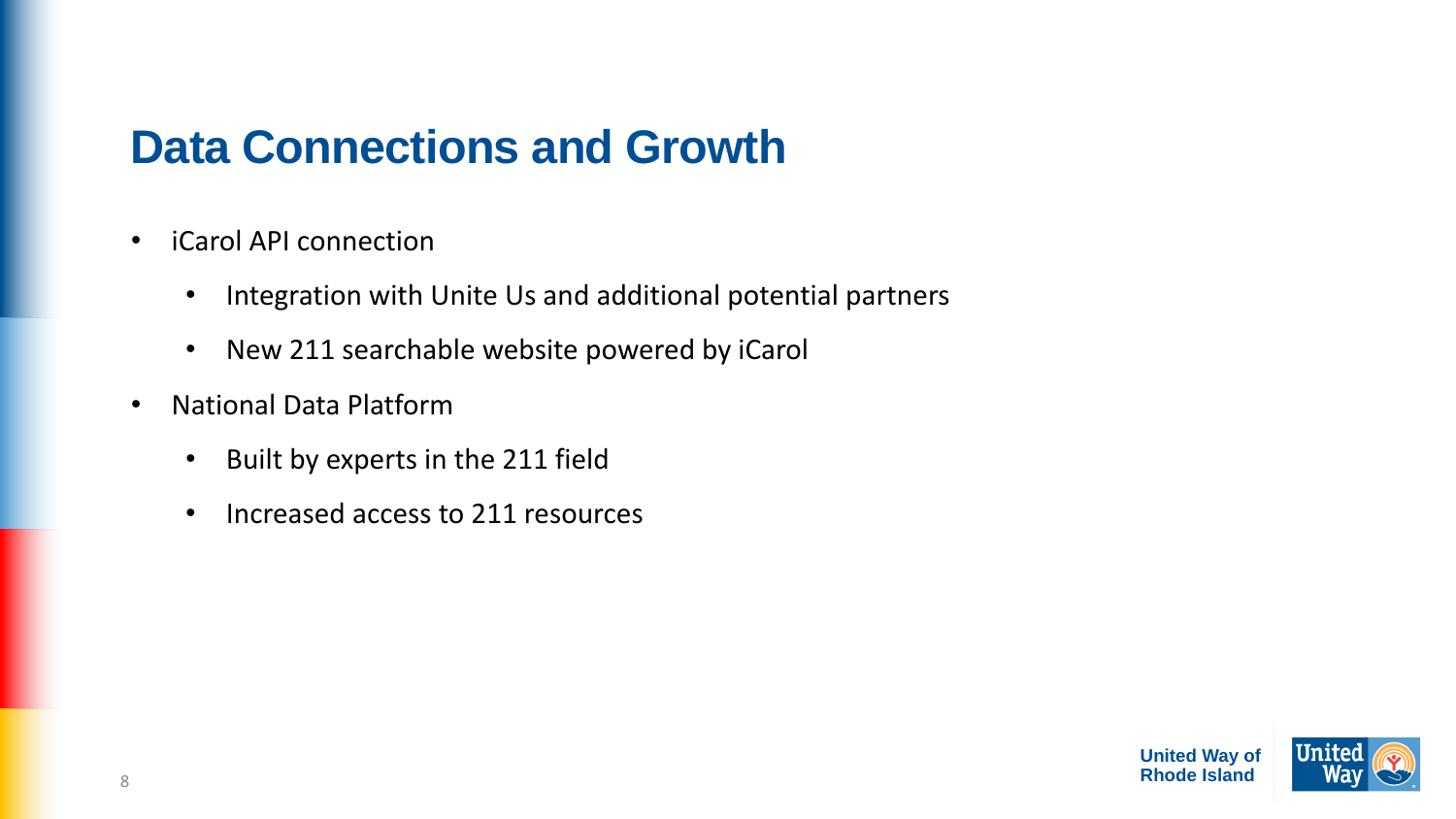# Data Connections and Growth

- iCarol API connection
  - Integration with Unite Us and additional potential partners
  - New 211 searchable website powered by iCarol
- National Data Platform
  - Built by experts in the 211 field
  - Increased access to 211 resources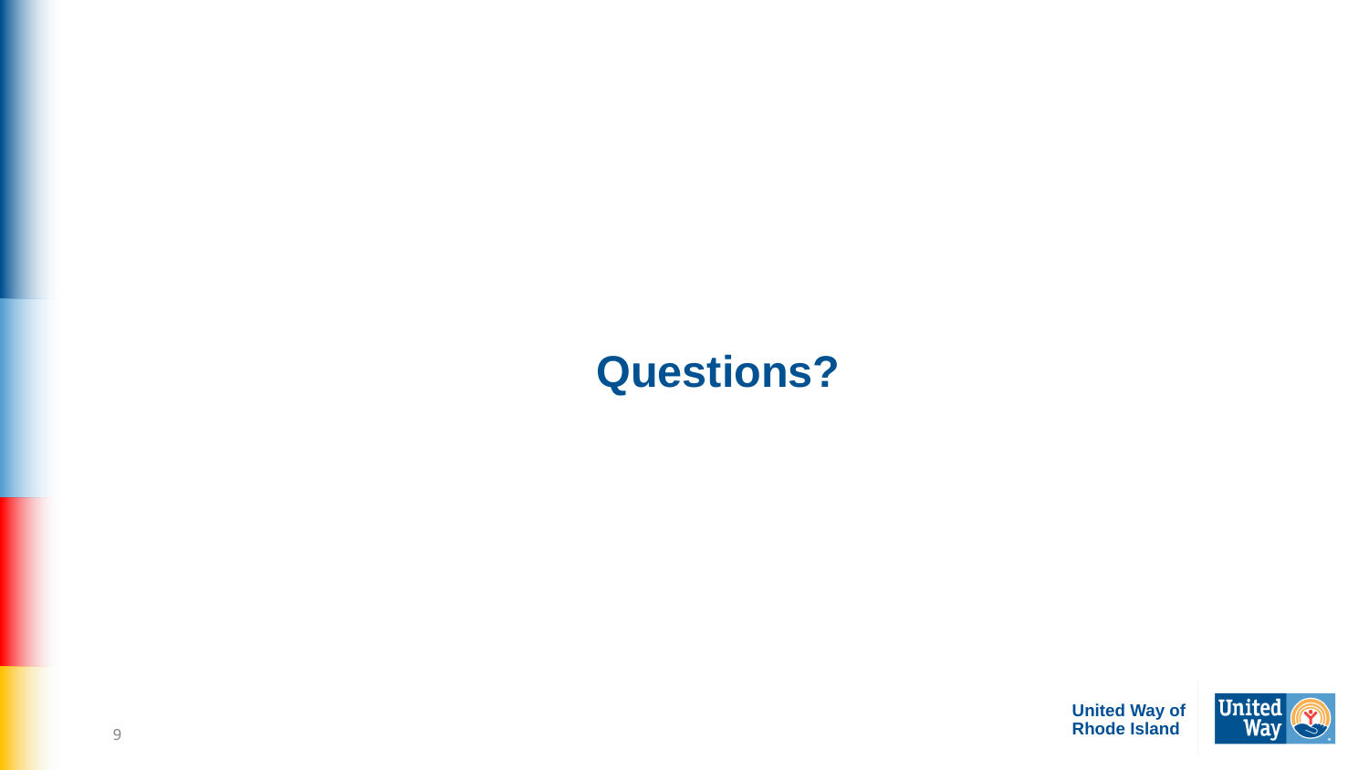# Questions?

United Way of Rhode Island